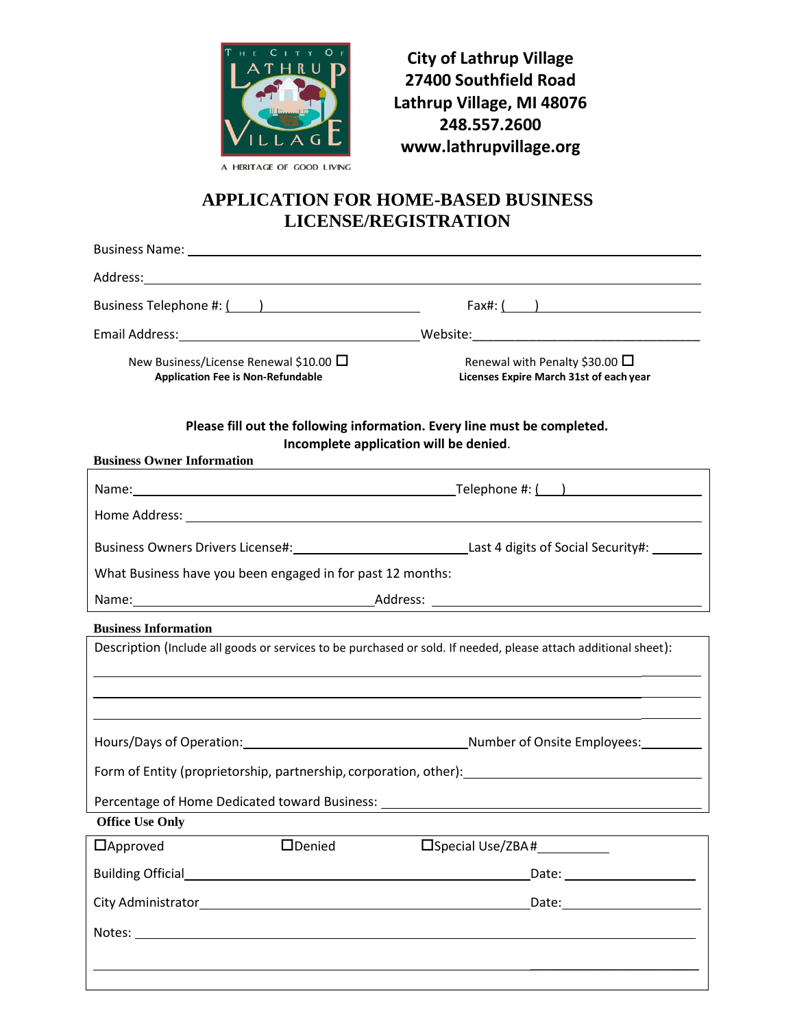THE CITY OF LATHRUP VILLAGE

A HERITAGE OF GOOD LIVING

**City of Lathrup Village**
**27400 Southfield Road**
**Lathrup Village, MI 48076**
**248.557.2600**
**www.lathrupvillage.org**

# APPLICATION FOR HOME-BASED BUSINESS LICENSE/REGISTRATION

Business Name: ______________________________________________

Address: ______________________________________________

Business Telephone #: (    ) ____________________ Fax#: (    ) ____________________

Email Address: ____________________ Website: ____________________

New Business/License Renewal $10.00 ☐
**Application Fee is Non-Refundable**

Renewal with Penalty $30.00 ☐
**Licenses Expire March 31st of each year**

**Please fill out the following information. Every line must be completed. Incomplete application will be denied.**

### Business Owner Information

Name: ____________________ Telephone #: (    ) ____________________

Home Address: ______________________________________________

Business Owners Drivers License#: ____________________ Last 4 digits of Social Security#: ________

What Business have you been engaged in for past 12 months:

Name: ____________________ Address: ____________________

### Business Information

Description (Include all goods or services to be purchased or sold. If needed, please attach additional sheet):

______________________________________________

______________________________________________

______________________________________________

Hours/Days of Operation: ____________________ Number of Onsite Employees: ________

Form of Entity (proprietorship, partnership, corporation, other): ____________________

Percentage of Home Dedicated toward Business: ____________________

### Office Use Only

☐Approved ☐Denied ☐Special Use/ZBA# __________

Building Official ____________________ Date: __________

City Administrator ____________________ Date: __________

Notes: ______________________________________________

______________________________________________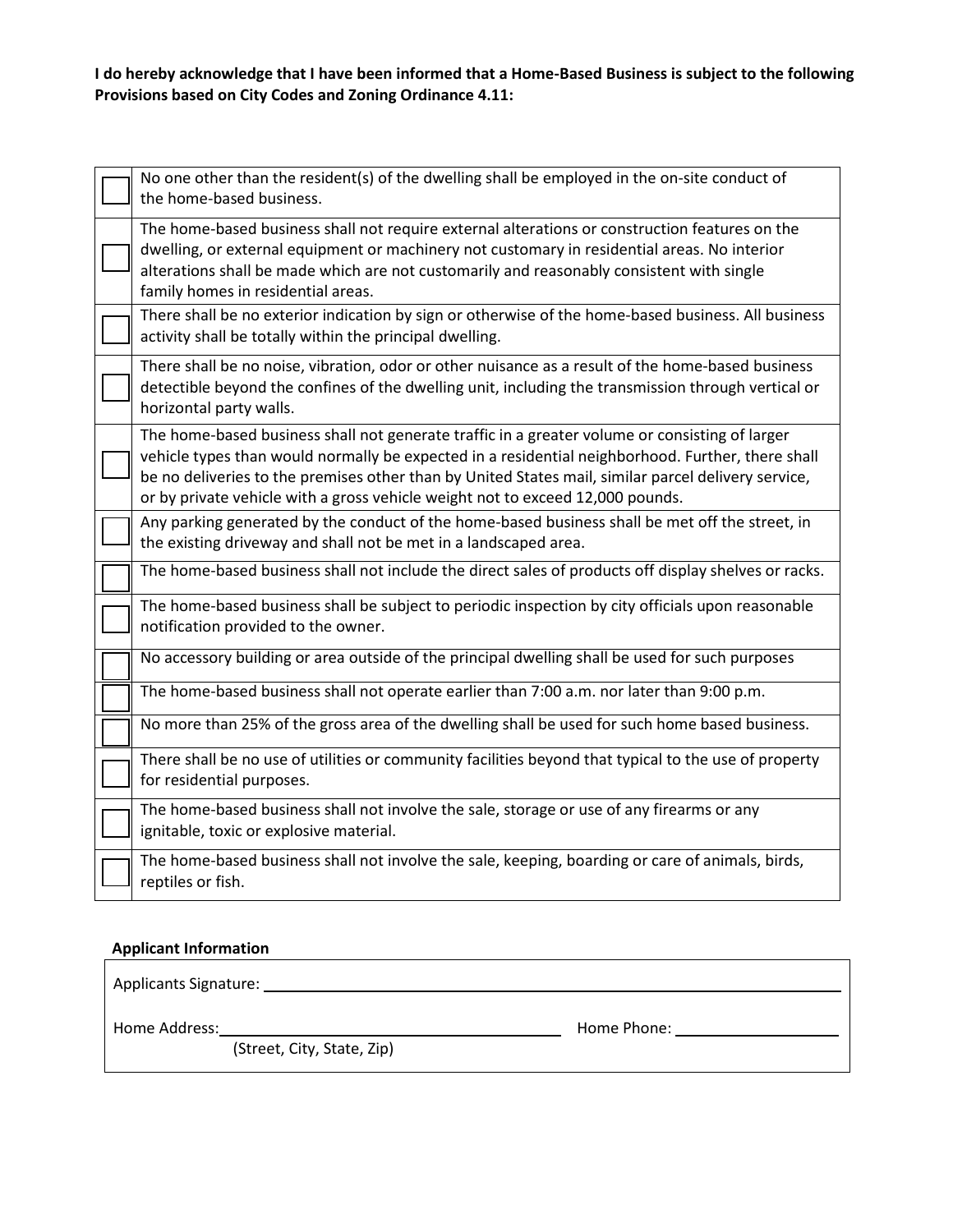**I do hereby acknowledge that I have been informed that a Home-Based Business is subject to the following Provisions based on City Codes and Zoning Ordinance 4.11:**

| | |
|---|---|
| ☐ | No one other than the resident(s) of the dwelling shall be employed in the on-site conduct of the home-based business. |
| ☐ | The home-based business shall not require external alterations or construction features on the dwelling, or external equipment or machinery not customary in residential areas. No interior alterations shall be made which are not customarily and reasonably consistent with single family homes in residential areas. |
| ☐ | There shall be no exterior indication by sign or otherwise of the home-based business. All business activity shall be totally within the principal dwelling. |
| ☐ | There shall be no noise, vibration, odor or other nuisance as a result of the home-based business detectible beyond the confines of the dwelling unit, including the transmission through vertical or horizontal party walls. |
| ☐ | The home-based business shall not generate traffic in a greater volume or consisting of larger vehicle types than would normally be expected in a residential neighborhood. Further, there shall be no deliveries to the premises other than by United States mail, similar parcel delivery service, or by private vehicle with a gross vehicle weight not to exceed 12,000 pounds. |
| ☐ | Any parking generated by the conduct of the home-based business shall be met off the street, in the existing driveway and shall not be met in a landscaped area. |
| ☐ | The home-based business shall not include the direct sales of products off display shelves or racks. |
| ☐ | The home-based business shall be subject to periodic inspection by city officials upon reasonable notification provided to the owner. |
| ☐ | No accessory building or area outside of the principal dwelling shall be used for such purposes |
| ☐ | The home-based business shall not operate earlier than 7:00 a.m. nor later than 9:00 p.m. |
| ☐ | No more than 25% of the gross area of the dwelling shall be used for such home based business. |
| ☐ | There shall be no use of utilities or community facilities beyond that typical to the use of property for residential purposes. |
| ☐ | The home-based business shall not involve the sale, storage or use of any firearms or any ignitable, toxic or explosive material. |
| ☐ | The home-based business shall not involve the sale, keeping, boarding or care of animals, birds, reptiles or fish. |

**Applicant Information**

Applicants Signature: ______________________________________________

Home Address: ______________________________ Home Phone: ____________
(Street, City, State, Zip)